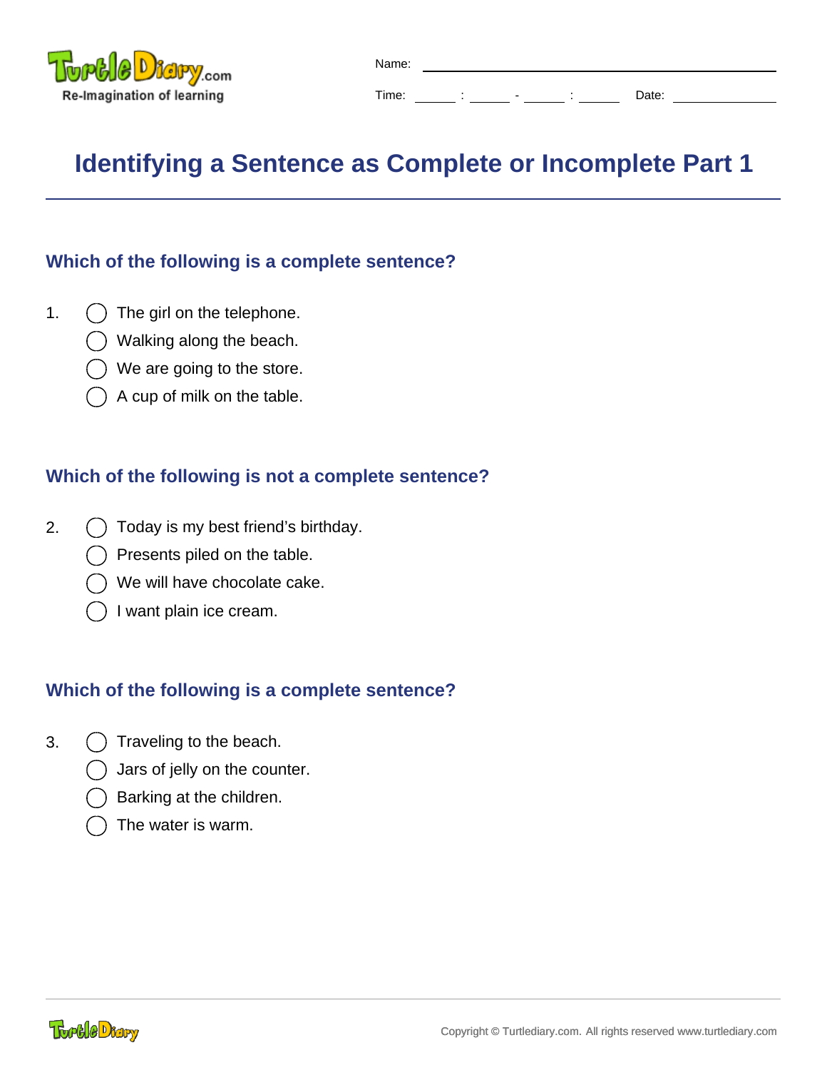Name: ______________________________

Time: ____ : ____ - ____ : ____ Date: __________

# Identifying a Sentence as Complete or Incomplete Part 1

### Which of the following is a complete sentence?

1.
- ◯ The girl on the telephone.
- ◯ Walking along the beach.
- ◯ We are going to the store.
- ◯ A cup of milk on the table.

### Which of the following is not a complete sentence?

2.
- ◯ Today is my best friend's birthday.
- ◯ Presents piled on the table.
- ◯ We will have chocolate cake.
- ◯ I want plain ice cream.

### Which of the following is a complete sentence?

3.
- ◯ Traveling to the beach.
- ◯ Jars of jelly on the counter.
- ◯ Barking at the children.
- ◯ The water is warm.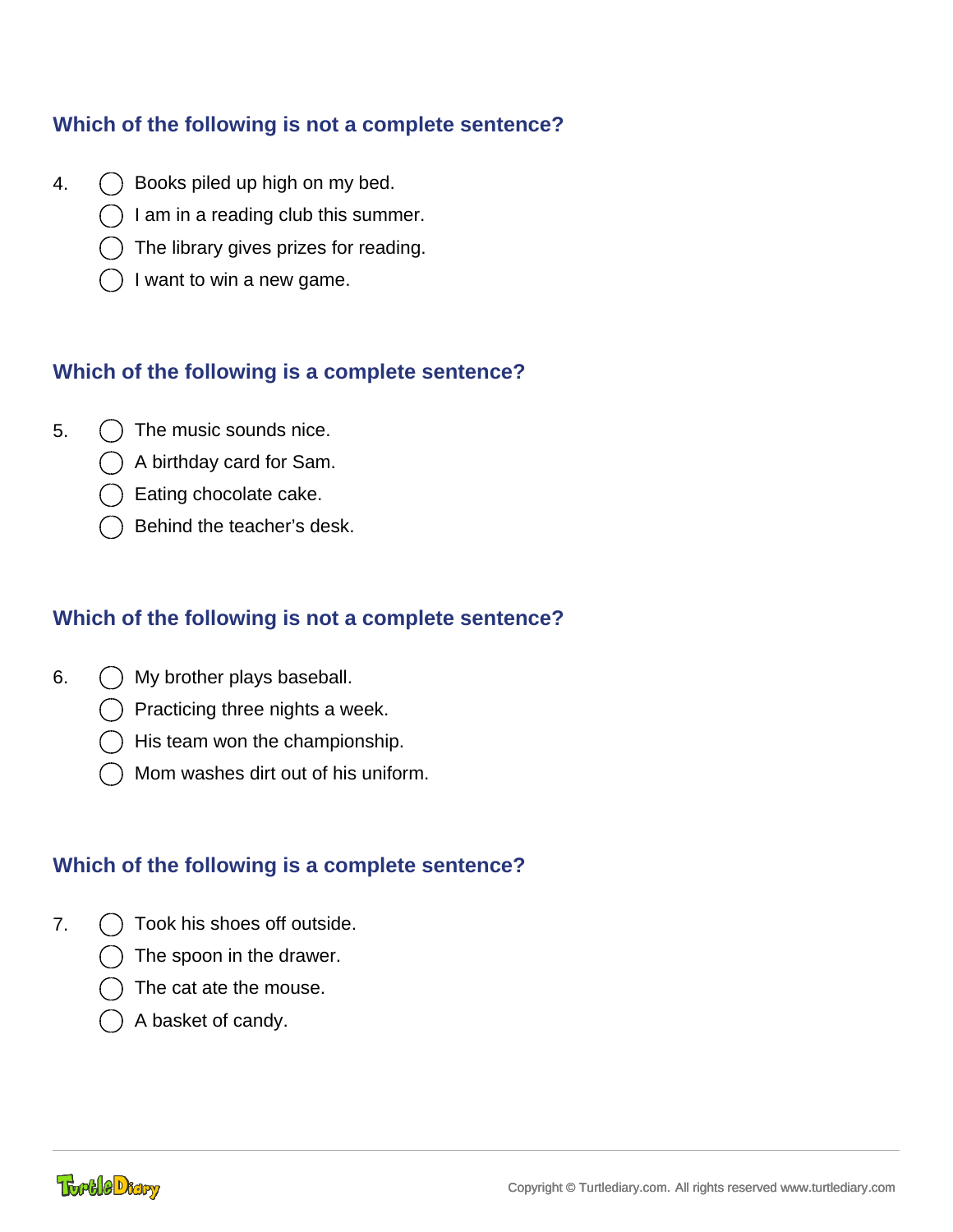### Which of the following is not a complete sentence?

4.
- ◯ Books piled up high on my bed.
- ◯ I am in a reading club this summer.
- ◯ The library gives prizes for reading.
- ◯ I want to win a new game.

### Which of the following is a complete sentence?

5.
- ◯ The music sounds nice.
- ◯ A birthday card for Sam.
- ◯ Eating chocolate cake.
- ◯ Behind the teacher's desk.

### Which of the following is not a complete sentence?

6.
- ◯ My brother plays baseball.
- ◯ Practicing three nights a week.
- ◯ His team won the championship.
- ◯ Mom washes dirt out of his uniform.

### Which of the following is a complete sentence?

7.
- ◯ Took his shoes off outside.
- ◯ The spoon in the drawer.
- ◯ The cat ate the mouse.
- ◯ A basket of candy.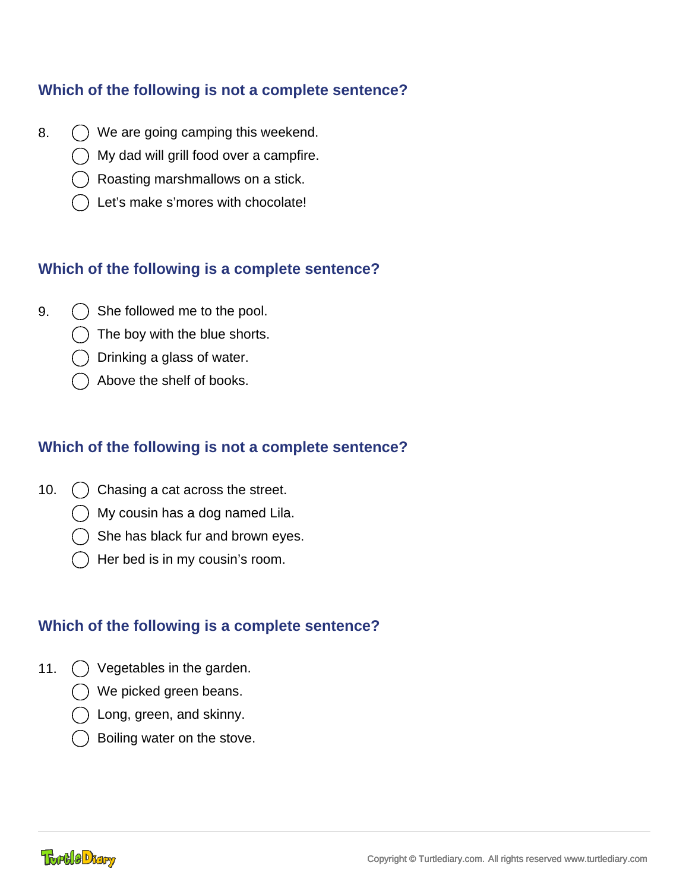### Which of the following is not a complete sentence?

8.
- ◯ We are going camping this weekend.
- ◯ My dad will grill food over a campfire.
- ◯ Roasting marshmallows on a stick.
- ◯ Let’s make s’mores with chocolate!

### Which of the following is a complete sentence?

9.
- ◯ She followed me to the pool.
- ◯ The boy with the blue shorts.
- ◯ Drinking a glass of water.
- ◯ Above the shelf of books.

### Which of the following is not a complete sentence?

10.
- ◯ Chasing a cat across the street.
- ◯ My cousin has a dog named Lila.
- ◯ She has black fur and brown eyes.
- ◯ Her bed is in my cousin’s room.

### Which of the following is a complete sentence?

11.
- ◯ Vegetables in the garden.
- ◯ We picked green beans.
- ◯ Long, green, and skinny.
- ◯ Boiling water on the stove.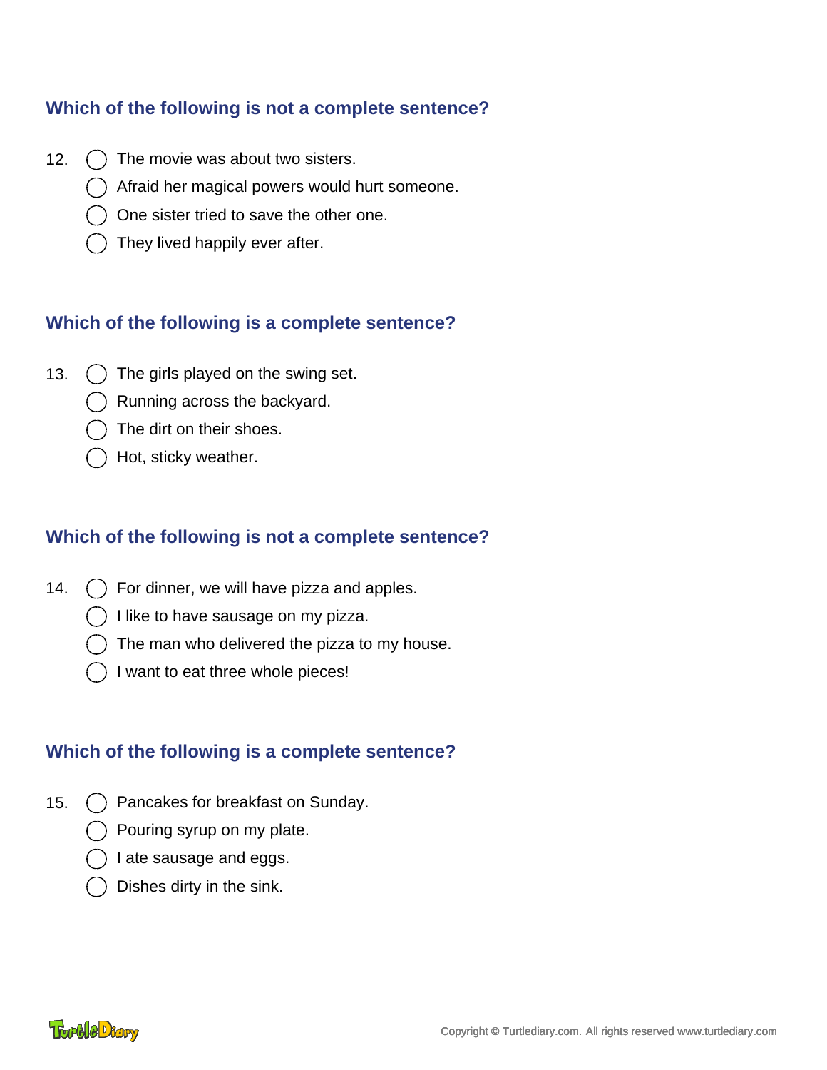### Which of the following is not a complete sentence?

12.
- ◯ The movie was about two sisters.
- ◯ Afraid her magical powers would hurt someone.
- ◯ One sister tried to save the other one.
- ◯ They lived happily ever after.

### Which of the following is a complete sentence?

13.
- ◯ The girls played on the swing set.
- ◯ Running across the backyard.
- ◯ The dirt on their shoes.
- ◯ Hot, sticky weather.

### Which of the following is not a complete sentence?

14.
- ◯ For dinner, we will have pizza and apples.
- ◯ I like to have sausage on my pizza.
- ◯ The man who delivered the pizza to my house.
- ◯ I want to eat three whole pieces!

### Which of the following is a complete sentence?

15.
- ◯ Pancakes for breakfast on Sunday.
- ◯ Pouring syrup on my plate.
- ◯ I ate sausage and eggs.
- ◯ Dishes dirty in the sink.